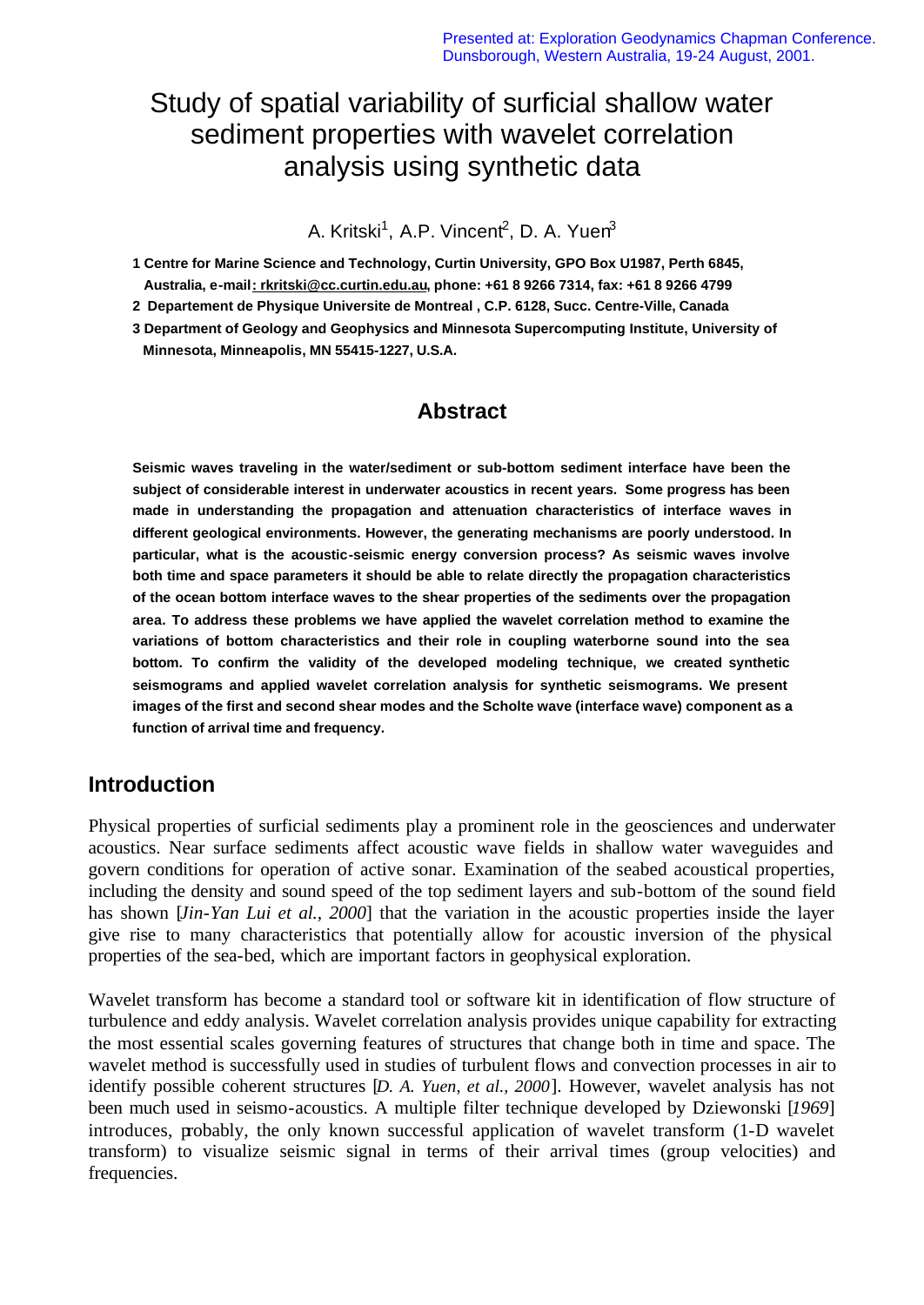Presented at: Exploration Geodynamics Chapman Conference.
Dunsborough, Western Australia, 19-24 August, 2001.

# Study of spatial variability of surficial shallow water sediment properties with wavelet correlation analysis using synthetic data

A. Kritski[1], A.P. Vincent[2], D. A. Yuen[3]

**1 Centre for Marine Science and Technology, Curtin University, GPO Box U1987, Perth 6845, Australia, e-mail: rkritski@cc.curtin.edu.au, phone: +61 8 9266 7314, fax: +61 8 9266 4799**

**2 Departement de Physique Universite de Montreal , C.P. 6128, Succ. Centre-Ville, Canada**

**3 Department of Geology and Geophysics and Minnesota Supercomputing Institute, University of Minnesota, Minneapolis, MN 55415-1227, U.S.A.**

## Abstract

**Seismic waves traveling in the water/sediment or sub-bottom sediment interface have been the subject of considerable interest in underwater acoustics in recent years. Some progress has been made in understanding the propagation and attenuation characteristics of interface waves in different geological environments. However, the generating mechanisms are poorly understood. In particular, what is the acoustic-seismic energy conversion process? As seismic waves involve both time and space parameters it should be able to relate directly the propagation characteristics of the ocean bottom interface waves to the shear properties of the sediments over the propagation area. To address these problems we have applied the wavelet correlation method to examine the variations of bottom characteristics and their role in coupling waterborne sound into the sea bottom. To confirm the validity of the developed modeling technique, we created synthetic seismograms and applied wavelet correlation analysis for synthetic seismograms. We present images of the first and second shear modes and the Scholte wave (interface wave) component as a function of arrival time and frequency.**

## Introduction

Physical properties of surficial sediments play a prominent role in the geosciences and underwater acoustics. Near surface sediments affect acoustic wave fields in shallow water waveguides and govern conditions for operation of active sonar. Examination of the seabed acoustical properties, including the density and sound speed of the top sediment layers and sub-bottom of the sound field has shown [*Jin-Yan Lui et al., 2000*] that the variation in the acoustic properties inside the layer give rise to many characteristics that potentially allow for acoustic inversion of the physical properties of the sea-bed, which are important factors in geophysical exploration.

Wavelet transform has become a standard tool or software kit in identification of flow structure of turbulence and eddy analysis. Wavelet correlation analysis provides unique capability for extracting the most essential scales governing features of structures that change both in time and space. The wavelet method is successfully used in studies of turbulent flows and convection processes in air to identify possible coherent structures [*D. A. Yuen, et al., 2000*]. However, wavelet analysis has not been much used in seismo-acoustics. A multiple filter technique developed by Dziewonski [*1969*] introduces, probably, the only known successful application of wavelet transform (1-D wavelet transform) to visualize seismic signal in terms of their arrival times (group velocities) and frequencies.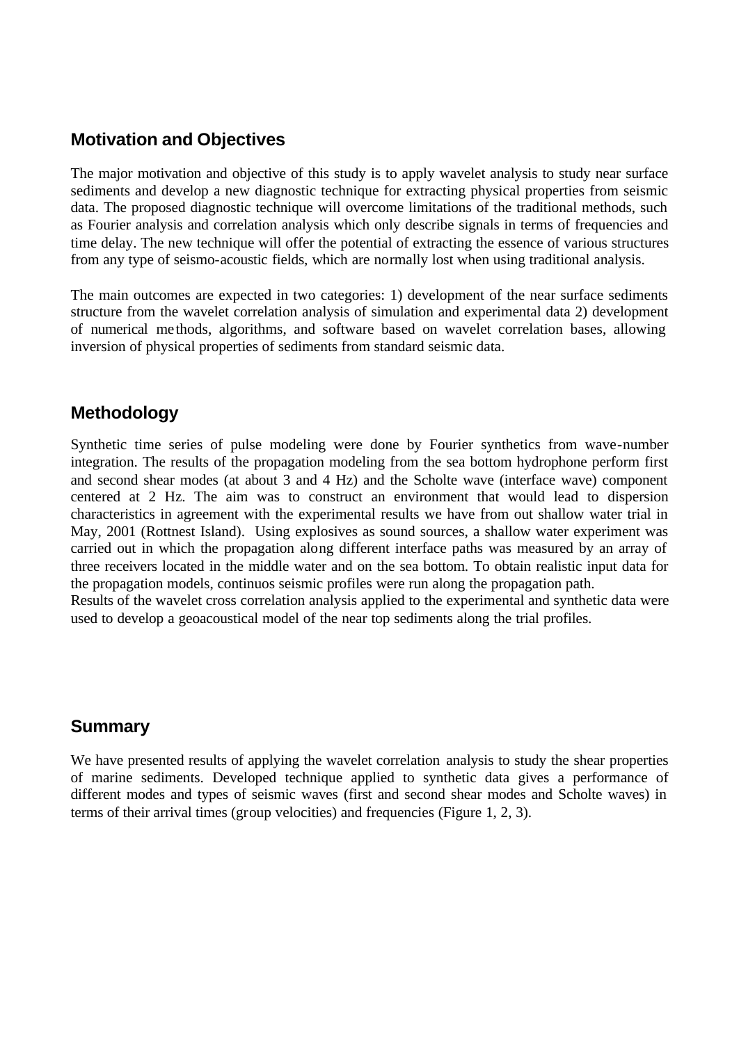## Motivation and Objectives

The major motivation and objective of this study is to apply wavelet analysis to study near surface sediments and develop a new diagnostic technique for extracting physical properties from seismic data. The proposed diagnostic technique will overcome limitations of the traditional methods, such as Fourier analysis and correlation analysis which only describe signals in terms of frequencies and time delay. The new technique will offer the potential of extracting the essence of various structures from any type of seismo-acoustic fields, which are normally lost when using traditional analysis.

The main outcomes are expected in two categories: 1) development of the near surface sediments structure from the wavelet correlation analysis of simulation and experimental data 2) development of numerical methods, algorithms, and software based on wavelet correlation bases, allowing inversion of physical properties of sediments from standard seismic data.

## Methodology

Synthetic time series of pulse modeling were done by Fourier synthetics from wave-number integration. The results of the propagation modeling from the sea bottom hydrophone perform first and second shear modes (at about 3 and 4 Hz) and the Scholte wave (interface wave) component centered at 2 Hz. The aim was to construct an environment that would lead to dispersion characteristics in agreement with the experimental results we have from out shallow water trial in May, 2001 (Rottnest Island). Using explosives as sound sources, a shallow water experiment was carried out in which the propagation along different interface paths was measured by an array of three receivers located in the middle water and on the sea bottom. To obtain realistic input data for the propagation models, continuos seismic profiles were run along the propagation path.
Results of the wavelet cross correlation analysis applied to the experimental and synthetic data were used to develop a geoacoustical model of the near top sediments along the trial profiles.

## Summary

We have presented results of applying the wavelet correlation analysis to study the shear properties of marine sediments. Developed technique applied to synthetic data gives a performance of different modes and types of seismic waves (first and second shear modes and Scholte waves) in terms of their arrival times (group velocities) and frequencies (Figure 1, 2, 3).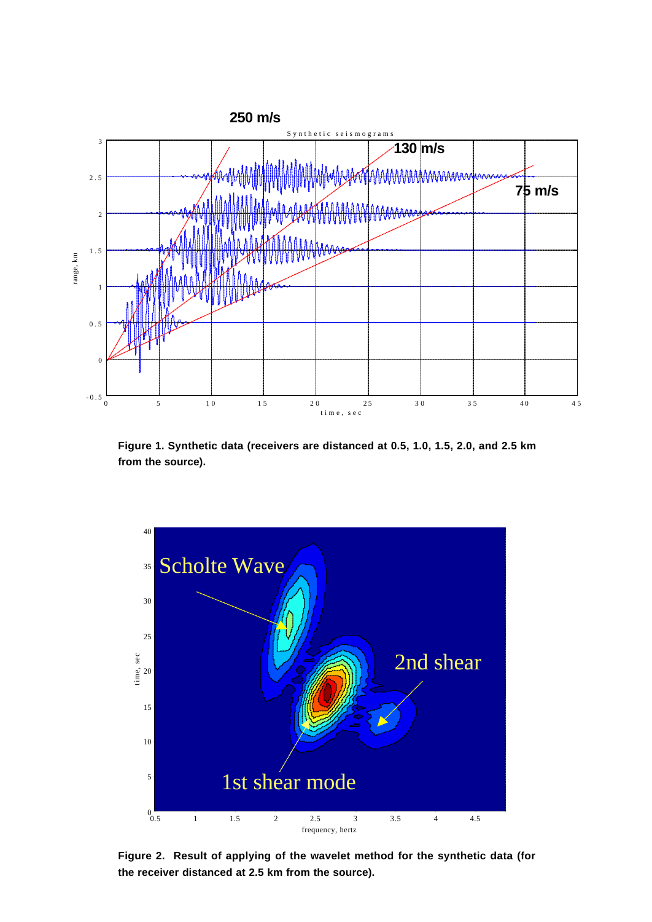**Figure 1. Synthetic data (receivers are distanced at 0.5, 1.0, 1.5, 2.0, and 2.5 km from the source).**

**Figure 2. Result of applying of the wavelet method for the synthetic data (for the receiver distanced at 2.5 km from the source).**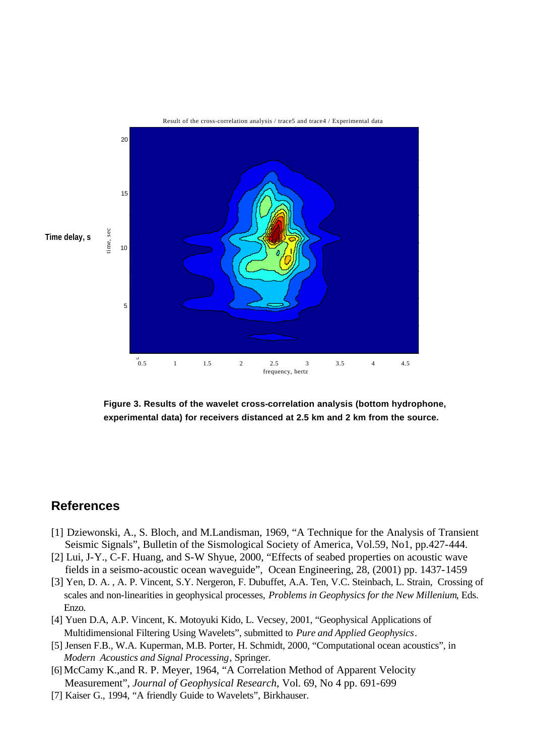Result of the cross-correlation analysis / trace5 and trace4 / Experimental data

Time delay, s

time, sec

20

15

10

5

0.5

1

1.5

2

2.5

3

3.5

4

4.5

frequency, hertz

**Figure 3. Results of the wavelet cross-correlation analysis (bottom hydrophone, experimental data) for receivers distanced at 2.5 km and 2 km from the source.**

## References

[1] Dziewonski, A., S. Bloch, and M.Landisman, 1969, "A Technique for the Analysis of Transient Seismic Signals", Bulletin of the Sismological Society of America, Vol.59, No1, pp.427-444.

[2] Lui, J-Y., C-F. Huang, and S-W Shyue, 2000, "Effects of seabed properties on acoustic wave fields in a seismo-acoustic ocean waveguide", Ocean Engineering, 28, (2001) pp. 1437-1459

[3] Yen, D. A. , A. P. Vincent, S.Y. Nergeron, F. Dubuffet, A.A. Ten, V.C. Steinbach, L. Strain, Crossing of scales and non-linearities in geophysical processes, *Problems in Geophysics for the New Millenium*, Eds. Enzo.

[4] Yuen D.A, A.P. Vincent, K. Motoyuki Kido, L. Vecsey, 2001, "Geophysical Applications of Multidimensional Filtering Using Wavelets", submitted to *Pure and Applied Geophysics*.

[5] Jensen F.B., W.A. Kuperman, M.B. Porter, H. Schmidt, 2000, "Computational ocean acoustics", in *Modern Acoustics and Signal Processing*, Springer.

[6] McCamy K.,and R. P. Meyer, 1964, "A Correlation Method of Apparent Velocity Measurement", *Journal of Geophysical Research*, Vol. 69, No 4 pp. 691-699

[7] Kaiser G., 1994, "A friendly Guide to Wavelets", Birkhauser.